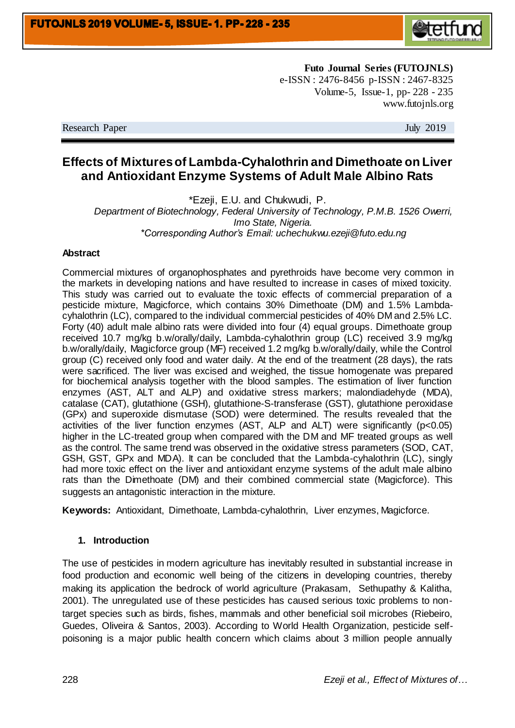**Futo Journal Series (FUTOJNLS)**
e-ISSN : 2476-8456 p-ISSN : 2467-8325
Volume-5, Issue-1, pp- 228 - 235
www.futojnls.org

Research Paper July 2019

# Effects of Mixtures of Lambda-Cyhalothrin and Dimethoate on Liver and Antioxidant Enzyme Systems of Adult Male Albino Rats

*Ezeji, E.U. and Chukwudi, P.

*Department of Biotechnology, Federal University of Technology, P.M.B. 1526 Owerri, Imo State, Nigeria.*
**Corresponding Author's Email: uchechukwu.ezeji@futo.edu.ng*

## Abstract

Commercial mixtures of organophosphates and pyrethroids have become very common in the markets in developing nations and have resulted to increase in cases of mixed toxicity. This study was carried out to evaluate the toxic effects of commercial preparation of a pesticide mixture, Magicforce, which contains 30% Dimethoate (DM) and 1.5% Lambda-cyhalothrin (LC), compared to the individual commercial pesticides of 40% DM and 2.5% LC. Forty (40) adult male albino rats were divided into four (4) equal groups. Dimethoate group received 10.7 mg/kg b.w/orally/daily, Lambda-cyhalothrin group (LC) received 3.9 mg/kg b.w/orally/daily, Magicforce group (MF) received 1.2 mg/kg b.w/orally/daily, while the Control group (C) received only food and water daily. At the end of the treatment (28 days), the rats were sacrificed. The liver was excised and weighed, the tissue homogenate was prepared for biochemical analysis together with the blood samples. The estimation of liver function enzymes (AST, ALT and ALP) and oxidative stress markers; malondiadehyde (MDA), catalase (CAT), glutathione (GSH), glutathione-S-transferase (GST), glutathione peroxidase (GPx) and superoxide dismutase (SOD) were determined. The results revealed that the activities of the liver function enzymes (AST, ALP and ALT) were significantly ($p<0.05$) higher in the LC-treated group when compared with the DM and MF treated groups as well as the control. The same trend was observed in the oxidative stress parameters (SOD, CAT, GSH, GST, GPx and MDA). It can be concluded that the Lambda-cyhalothrin (LC), singly had more toxic effect on the liver and antioxidant enzyme systems of the adult male albino rats than the Dimethoate (DM) and their combined commercial state (Magicforce). This suggests an antagonistic interaction in the mixture.

**Keywords:** Antioxidant, Dimethoate, Lambda-cyhalothrin, Liver enzymes, Magicforce.

## 1. Introduction

The use of pesticides in modern agriculture has inevitably resulted in substantial increase in food production and economic well being of the citizens in developing countries, thereby making its application the bedrock of world agriculture (Prakasam, Sethupathy & Kalitha, 2001). The unregulated use of these pesticides has caused serious toxic problems to non-target species such as birds, fishes, mammals and other beneficial soil microbes (Riebeiro, Guedes, Oliveira & Santos, 2003). According to World Health Organization, pesticide self-poisoning is a major public health concern which claims about 3 million people annually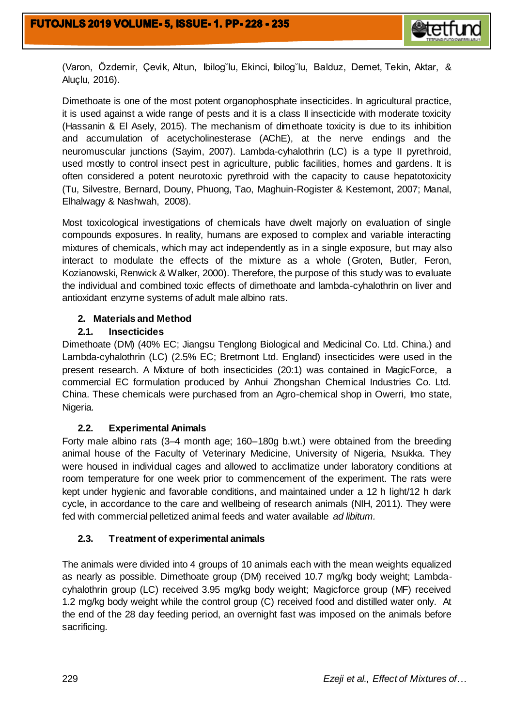(Varon, Özdemir, Çevik, Altun, Ibilog˘lu, Ekinci, Ibilog˘lu, Balduz, Demet, Tekin, Aktar, & Aluçlu, 2016).

Dimethoate is one of the most potent organophosphate insecticides. In agricultural practice, it is used against a wide range of pests and it is a class II insecticide with moderate toxicity (Hassanin & El Asely, 2015). The mechanism of dimethoate toxicity is due to its inhibition and accumulation of acetycholinesterase (AChE), at the nerve endings and the neuromuscular junctions (Sayim, 2007). Lambda-cyhalothrin (LC) is a type II pyrethroid, used mostly to control insect pest in agriculture, public facilities, homes and gardens. It is often considered a potent neurotoxic pyrethroid with the capacity to cause hepatotoxicity (Tu, Silvestre, Bernard, Douny, Phuong, Tao, Maghuin-Rogister & Kestemont, 2007; Manal, Elhalwagy & Nashwah, 2008).

Most toxicological investigations of chemicals have dwelt majorly on evaluation of single compounds exposures. In reality, humans are exposed to complex and variable interacting mixtures of chemicals, which may act independently as in a single exposure, but may also interact to modulate the effects of the mixture as a whole (Groten, Butler, Feron, Kozianowski, Renwick & Walker, 2000). Therefore, the purpose of this study was to evaluate the individual and combined toxic effects of dimethoate and lambda-cyhalothrin on liver and antioxidant enzyme systems of adult male albino rats.

## 2. Materials and Method

### 2.1. Insecticides

Dimethoate (DM) (40% EC; Jiangsu Tenglong Biological and Medicinal Co. Ltd. China.) and Lambda-cyhalothrin (LC) (2.5% EC; Bretmont Ltd. England) insecticides were used in the present research. A Mixture of both insecticides (20:1) was contained in MagicForce, a commercial EC formulation produced by Anhui Zhongshan Chemical Industries Co. Ltd. China. These chemicals were purchased from an Agro-chemical shop in Owerri, Imo state, Nigeria.

### 2.2. Experimental Animals

Forty male albino rats (3–4 month age; 160–180g b.wt.) were obtained from the breeding animal house of the Faculty of Veterinary Medicine, University of Nigeria, Nsukka. They were housed in individual cages and allowed to acclimatize under laboratory conditions at room temperature for one week prior to commencement of the experiment. The rats were kept under hygienic and favorable conditions, and maintained under a 12 h light/12 h dark cycle, in accordance to the care and wellbeing of research animals (NIH, 2011). They were fed with commercial pelletized animal feeds and water available *ad libitum*.

### 2.3. Treatment of experimental animals

The animals were divided into 4 groups of 10 animals each with the mean weights equalized as nearly as possible. Dimethoate group (DM) received 10.7 mg/kg body weight; Lambda-cyhalothrin group (LC) received 3.95 mg/kg body weight; Magicforce group (MF) received 1.2 mg/kg body weight while the control group (C) received food and distilled water only. At the end of the 28 day feeding period, an overnight fast was imposed on the animals before sacrificing.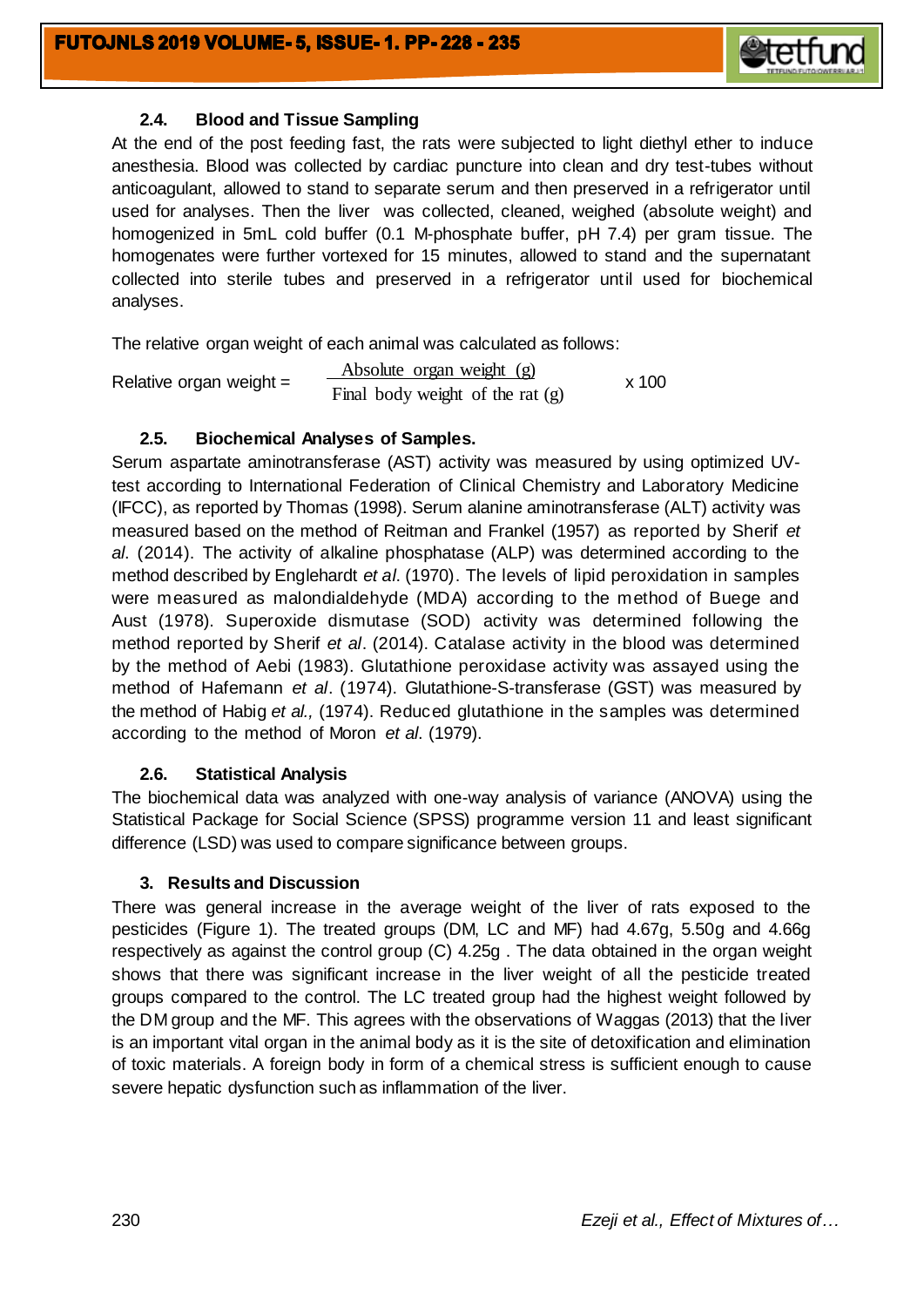### 2.4. Blood and Tissue Sampling

At the end of the post feeding fast, the rats were subjected to light diethyl ether to induce anesthesia. Blood was collected by cardiac puncture into clean and dry test-tubes without anticoagulant, allowed to stand to separate serum and then preserved in a refrigerator until used for analyses. Then the liver was collected, cleaned, weighed (absolute weight) and homogenized in 5mL cold buffer (0.1 M-phosphate buffer, pH 7.4) per gram tissue. The homogenates were further vortexed for 15 minutes, allowed to stand and the supernatant collected into sterile tubes and preserved in a refrigerator until used for biochemical analyses.

The relative organ weight of each animal was calculated as follows:

$$\text{Relative organ weight} = \frac{\text{Absolute organ weight (g)}}{\text{Final body weight of the rat (g)}} \times 100$$

### 2.5. Biochemical Analyses of Samples.

Serum aspartate aminotransferase (AST) activity was measured by using optimized UV-test according to International Federation of Clinical Chemistry and Laboratory Medicine (IFCC), as reported by Thomas (1998). Serum alanine aminotransferase (ALT) activity was measured based on the method of Reitman and Frankel (1957) as reported by Sherif *et al*. (2014). The activity of alkaline phosphatase (ALP) was determined according to the method described by Englehardt *et al*. (1970). The levels of lipid peroxidation in samples were measured as malondialdehyde (MDA) according to the method of Buege and Aust (1978). Superoxide dismutase (SOD) activity was determined following the method reported by Sherif *et al*. (2014). Catalase activity in the blood was determined by the method of Aebi (1983). Glutathione peroxidase activity was assayed using the method of Hafemann *et al*. (1974). Glutathione-S-transferase (GST) was measured by the method of Habig *et al.,* (1974). Reduced glutathione in the samples was determined according to the method of Moron *et al*. (1979).

### 2.6. Statistical Analysis

The biochemical data was analyzed with one-way analysis of variance (ANOVA) using the Statistical Package for Social Science (SPSS) programme version 11 and least significant difference (LSD) was used to compare significance between groups.

## 3. Results and Discussion

There was general increase in the average weight of the liver of rats exposed to the pesticides (Figure 1). The treated groups (DM, LC and MF) had 4.67g, 5.50g and 4.66g respectively as against the control group (C) 4.25g . The data obtained in the organ weight shows that there was significant increase in the liver weight of all the pesticide treated groups compared to the control. The LC treated group had the highest weight followed by the DM group and the MF. This agrees with the observations of Waggas (2013) that the liver is an important vital organ in the animal body as it is the site of detoxification and elimination of toxic materials. A foreign body in form of a chemical stress is sufficient enough to cause severe hepatic dysfunction such as inflammation of the liver.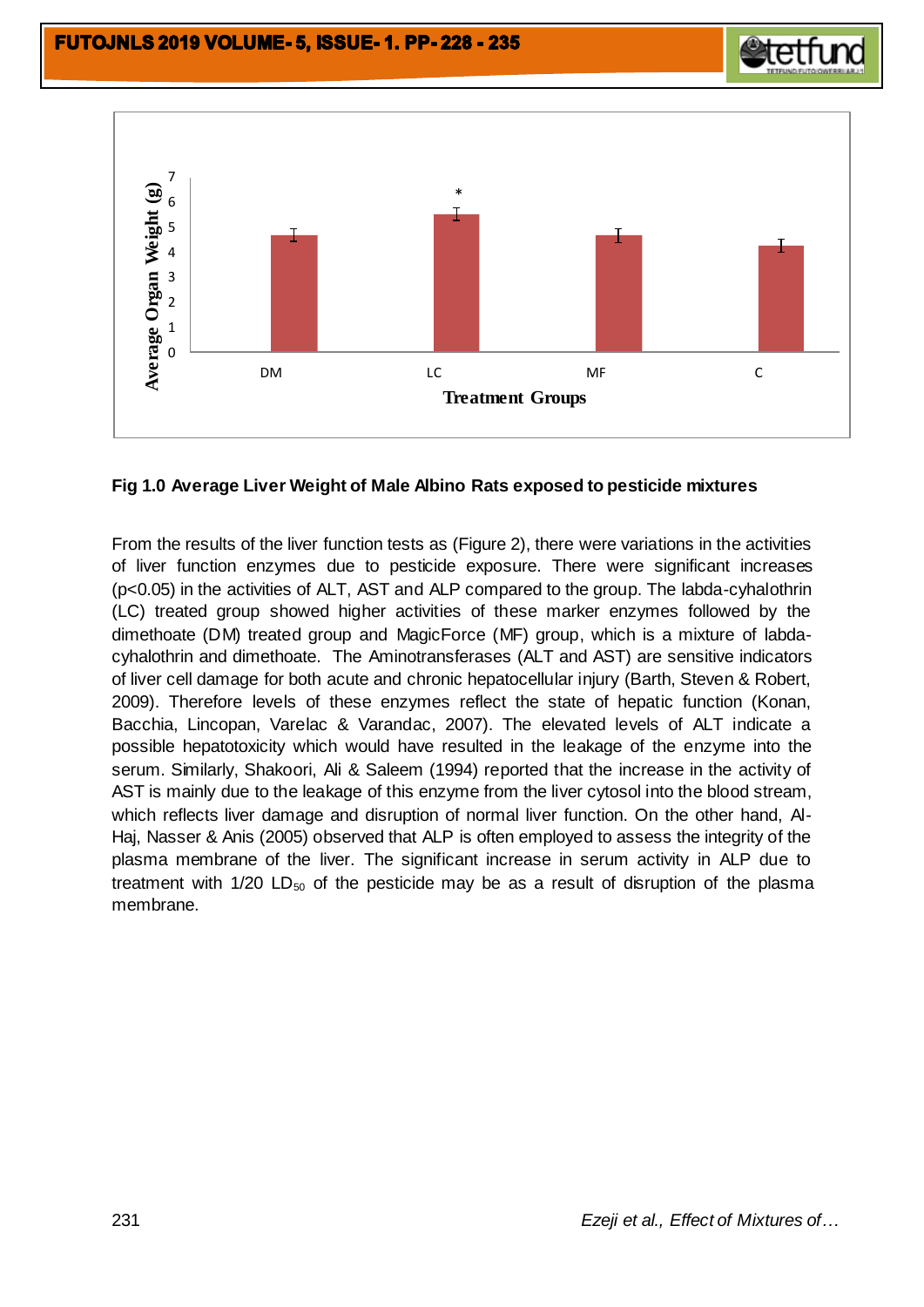**Fig 1.0 Average Liver Weight of Male Albino Rats exposed to pesticide mixtures**

From the results of the liver function tests as (Figure 2), there were variations in the activities of liver function enzymes due to pesticide exposure. There were significant increases ($p<0.05$) in the activities of ALT, AST and ALP compared to the group. The labda-cyhalothrin (LC) treated group showed higher activities of these marker enzymes followed by the dimethoate (DM) treated group and MagicForce (MF) group, which is a mixture of labda-cyhalothrin and dimethoate. The Aminotransferases (ALT and AST) are sensitive indicators of liver cell damage for both acute and chronic hepatocellular injury (Barth, Steven & Robert, 2009). Therefore levels of these enzymes reflect the state of hepatic function (Konan, Bacchia, Lincopan, Varelac & Varandac, 2007). The elevated levels of ALT indicate a possible hepatotoxicity which would have resulted in the leakage of the enzyme into the serum. Similarly, Shakoori, Ali & Saleem (1994) reported that the increase in the activity of AST is mainly due to the leakage of this enzyme from the liver cytosol into the blood stream, which reflects liver damage and disruption of normal liver function. On the other hand, Al-Haj, Nasser & Anis (2005) observed that ALP is often employed to assess the integrity of the plasma membrane of the liver. The significant increase in serum activity in ALP due to treatment with 1/20 $LD_{50}$ of the pesticide may be as a result of disruption of the plasma membrane.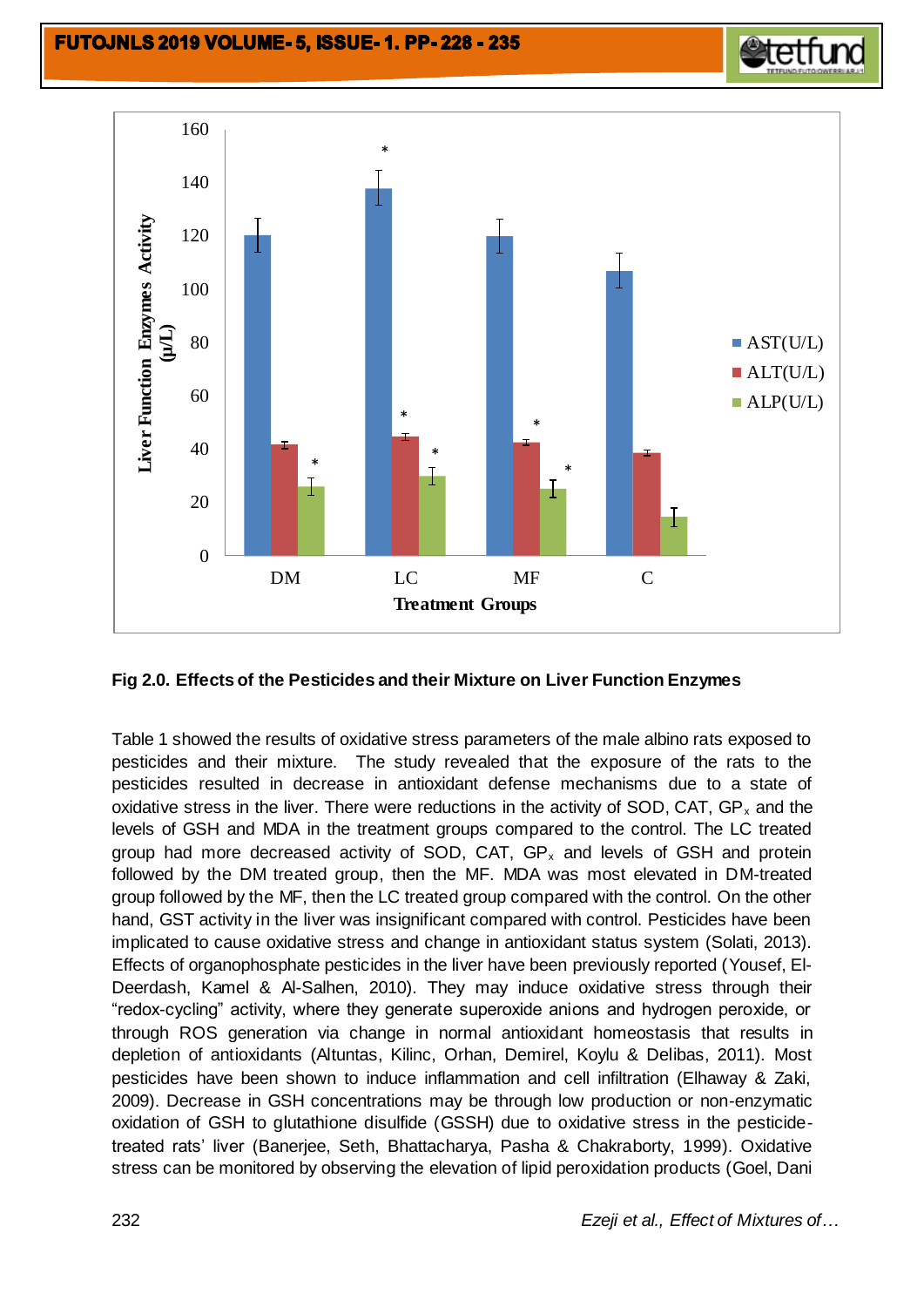**Fig 2.0. Effects of the Pesticides and their Mixture on Liver Function Enzymes**

Table 1 showed the results of oxidative stress parameters of the male albino rats exposed to pesticides and their mixture. The study revealed that the exposure of the rats to the pesticides resulted in decrease in antioxidant defense mechanisms due to a state of oxidative stress in the liver. There were reductions in the activity of SOD, CAT, $GP_x$ and the levels of GSH and MDA in the treatment groups compared to the control. The LC treated group had more decreased activity of SOD, CAT, $GP_x$ and levels of GSH and protein followed by the DM treated group, then the MF. MDA was most elevated in DM-treated group followed by the MF, then the LC treated group compared with the control. On the other hand, GST activity in the liver was insignificant compared with control. Pesticides have been implicated to cause oxidative stress and change in antioxidant status system (Solati, 2013). Effects of organophosphate pesticides in the liver have been previously reported (Yousef, El-Deerdash, Kamel & Al-Salhen, 2010). They may induce oxidative stress through their "redox-cycling" activity, where they generate superoxide anions and hydrogen peroxide, or through ROS generation via change in normal antioxidant homeostasis that results in depletion of antioxidants (Altuntas, Kilinc, Orhan, Demirel, Koylu & Delibas, 2011). Most pesticides have been shown to induce inflammation and cell infiltration (Elhaway & Zaki, 2009). Decrease in GSH concentrations may be through low production or non-enzymatic oxidation of GSH to glutathione disulfide (GSSH) due to oxidative stress in the pesticide-treated rats' liver (Banerjee, Seth, Bhattacharya, Pasha & Chakraborty, 1999). Oxidative stress can be monitored by observing the elevation of lipid peroxidation products (Goel, Dani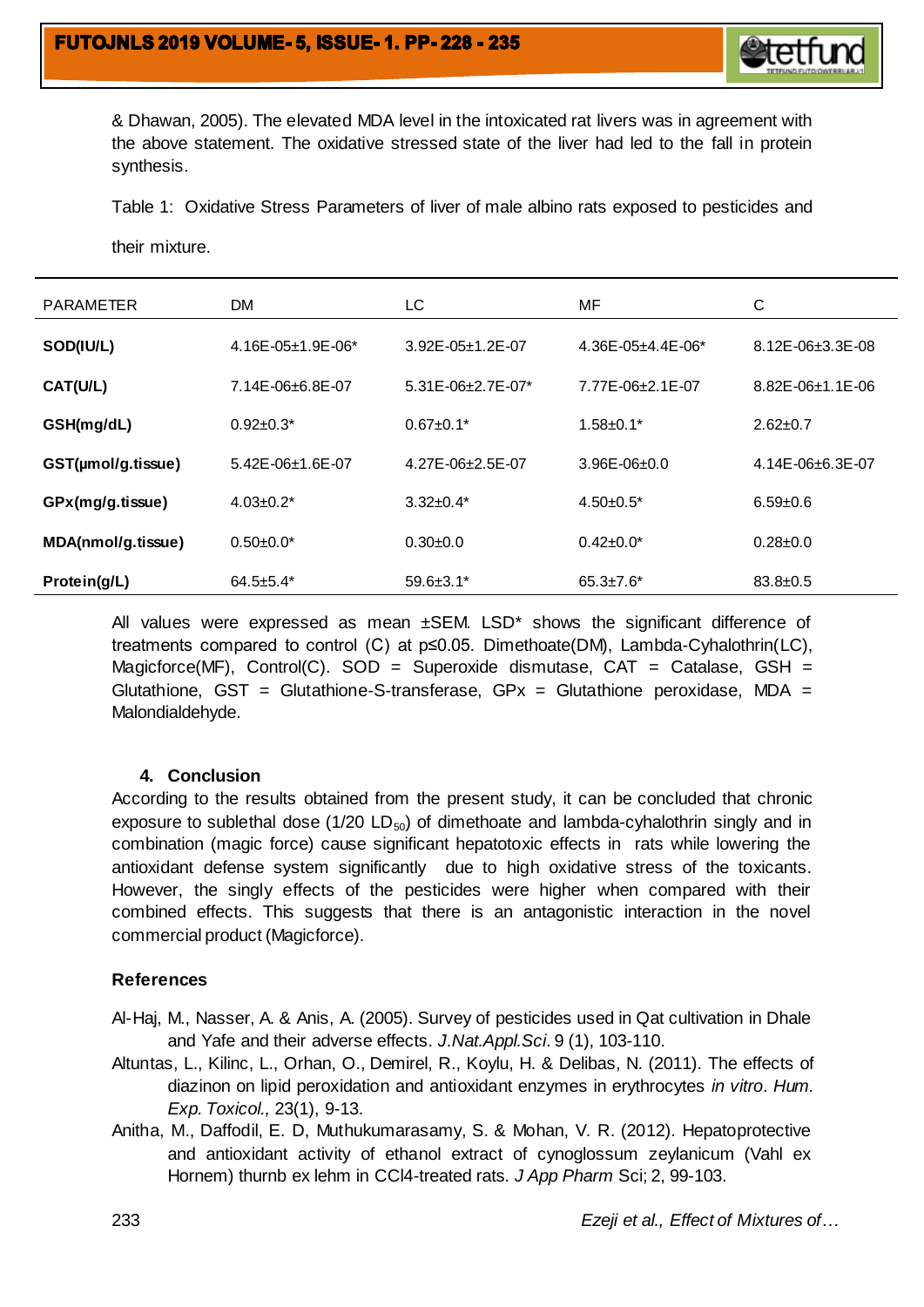& Dhawan, 2005). The elevated MDA level in the intoxicated rat livers was in agreement with the above statement. The oxidative stressed state of the liver had led to the fall in protein synthesis.

Table 1: Oxidative Stress Parameters of liver of male albino rats exposed to pesticides and their mixture.

| PARAMETER | DM | LC | MF | C |
|---|---|---|---|---|
| **SOD(IU/L)** | 4.16E-05±1.9E-06* | 3.92E-05±1.2E-07 | 4.36E-05±4.4E-06* | 8.12E-06±3.3E-08 |
| **CAT(U/L)** | 7.14E-06±6.8E-07 | 5.31E-06±2.7E-07* | 7.77E-06±2.1E-07 | 8.82E-06±1.1E-06 |
| **GSH(mg/dL)** | 0.92±0.3* | 0.67±0.1* | 1.58±0.1* | 2.62±0.7 |
| **GST(µmol/g.tissue)** | 5.42E-06±1.6E-07 | 4.27E-06±2.5E-07 | 3.96E-06±0.0 | 4.14E-06±6.3E-07 |
| **GPx(mg/g.tissue)** | 4.03±0.2* | 3.32±0.4* | 4.50±0.5* | 6.59±0.6 |
| **MDA(nmol/g.tissue)** | 0.50±0.0* | 0.30±0.0 | 0.42±0.0* | 0.28±0.0 |
| **Protein(g/L)** | 64.5±5.4* | 59.6±3.1* | 65.3±7.6* | 83.8±0.5 |

All values were expressed as mean ±SEM. LSD* shows the significant difference of treatments compared to control (C) at $p \leq 0.05$. Dimethoate(DM), Lambda-Cyhalothrin(LC), Magicforce(MF), Control(C). SOD = Superoxide dismutase, CAT = Catalase, GSH = Glutathione, GST = Glutathione-S-transferase, GPx = Glutathione peroxidase, MDA = Malondialdehyde.

## 4. Conclusion

According to the results obtained from the present study, it can be concluded that chronic exposure to sublethal dose (1/20 $LD_{50}$) of dimethoate and lambda-cyhalothrin singly and in combination (magic force) cause significant hepatotoxic effects in rats while lowering the antioxidant defense system significantly due to high oxidative stress of the toxicants. However, the singly effects of the pesticides were higher when compared with their combined effects. This suggests that there is an antagonistic interaction in the novel commercial product (Magicforce).

## References

Al-Haj, M., Nasser, A. & Anis, A. (2005). Survey of pesticides used in Qat cultivation in Dhale and Yafe and their adverse effects. *J.Nat.Appl.Sci*. 9 (1), 103-110.

Altuntas, L., Kilinc, L., Orhan, O., Demirel, R., Koylu, H. & Delibas, N. (2011). The effects of diazinon on lipid peroxidation and antioxidant enzymes in erythrocytes *in vitro*. *Hum. Exp. Toxicol.,* 23(1), 9-13.

Anitha, M., Daffodil, E. D, Muthukumarasamy, S. & Mohan, V. R. (2012). Hepatoprotective and antioxidant activity of ethanol extract of cynoglossum zeylanicum (Vahl ex Hornem) thurnb ex lehm in CCl4-treated rats. *J App Pharm* Sci; 2, 99-103.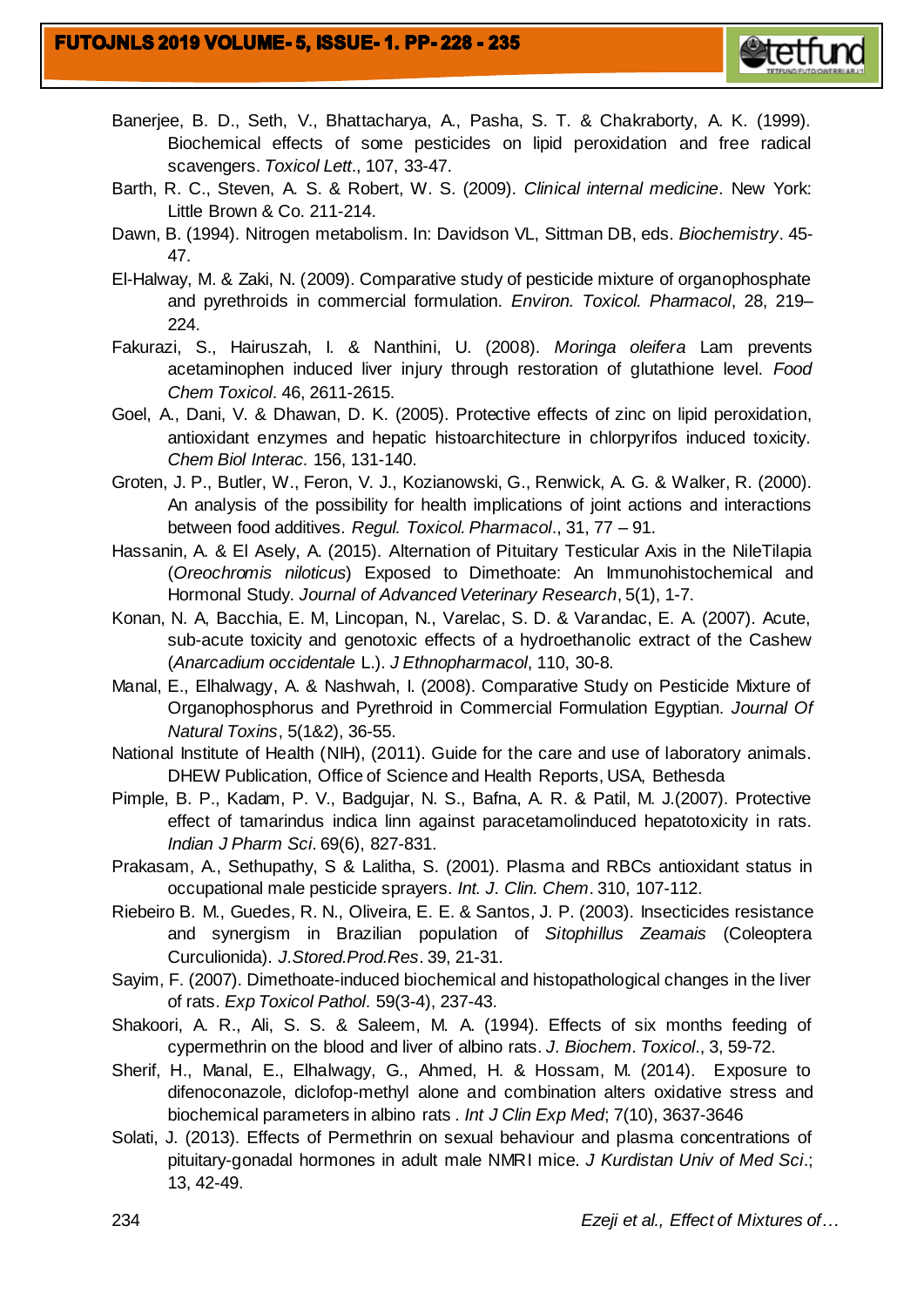Banerjee, B. D., Seth, V., Bhattacharya, A., Pasha, S. T. & Chakraborty, A. K. (1999). Biochemical effects of some pesticides on lipid peroxidation and free radical scavengers. *Toxicol Lett*., 107, 33-47.

Barth, R. C., Steven, A. S. & Robert, W. S. (2009). *Clinical internal medicine*. New York: Little Brown & Co. 211-214.

Dawn, B. (1994). Nitrogen metabolism. In: Davidson VL, Sittman DB, eds. *Biochemistry*. 45-47.

El-Halway, M. & Zaki, N. (2009). Comparative study of pesticide mixture of organophosphate and pyrethroids in commercial formulation. *Environ. Toxicol. Pharmacol*, 28, 219–224.

Fakurazi, S., Hairuszah, I. & Nanthini, U. (2008). *Moringa oleifera* Lam prevents acetaminophen induced liver injury through restoration of glutathione level. *Food Chem Toxicol*. 46, 2611-2615.

Goel, A., Dani, V. & Dhawan, D. K. (2005). Protective effects of zinc on lipid peroxidation, antioxidant enzymes and hepatic histoarchitecture in chlorpyrifos induced toxicity. *Chem Biol Interac.* 156, 131-140.

Groten, J. P., Butler, W., Feron, V. J., Kozianowski, G., Renwick, A. G. & Walker, R. (2000). An analysis of the possibility for health implications of joint actions and interactions between food additives. *Regul. Toxicol. Pharmacol*., 31, 77 – 91.

Hassanin, A. & El Asely, A. (2015). Alternation of Pituitary Testicular Axis in the NileTilapia (*Oreochromis niloticus*) Exposed to Dimethoate: An Immunohistochemical and Hormonal Study. *Journal of Advanced Veterinary Research*, 5(1), 1-7.

Konan, N. A, Bacchia, E. M, Lincopan, N., Varelac, S. D. & Varandac, E. A. (2007). Acute, sub-acute toxicity and genotoxic effects of a hydroethanolic extract of the Cashew (*Anarcadium occidentale* L.). *J Ethnopharmacol*, 110, 30-8.

Manal, E., Elhalwagy, A. & Nashwah, I. (2008). Comparative Study on Pesticide Mixture of Organophosphorus and Pyrethroid in Commercial Formulation Egyptian. *Journal Of Natural Toxins*, 5(1&2), 36-55.

National Institute of Health (NIH), (2011). Guide for the care and use of laboratory animals. DHEW Publication, Office of Science and Health Reports, USA, Bethesda

Pimple, B. P., Kadam, P. V., Badgujar, N. S., Bafna, A. R. & Patil, M. J.(2007). Protective effect of tamarindus indica linn against paracetamolinduced hepatotoxicity in rats. *Indian J Pharm Sci*. 69(6), 827-831.

Prakasam, A., Sethupathy, S & Lalitha, S. (2001). Plasma and RBCs antioxidant status in occupational male pesticide sprayers. *Int. J. Clin. Chem*. 310, 107-112.

Riebeiro B. M., Guedes, R. N., Oliveira, E. E. & Santos, J. P. (2003). Insecticides resistance and synergism in Brazilian population of *Sitophillus Zeamais* (Coleoptera Curculionida). *J.Stored.Prod.Res*. 39, 21-31.

Sayim, F. (2007). Dimethoate-induced biochemical and histopathological changes in the liver of rats. *Exp Toxicol Pathol*. 59(3-4), 237-43.

Shakoori, A. R., Ali, S. S. & Saleem, M. A. (1994). Effects of six months feeding of cypermethrin on the blood and liver of albino rats. *J. Biochem. Toxicol*., 3, 59-72.

Sherif, H., Manal, E., Elhalwagy, G., Ahmed, H. & Hossam, M. (2014). Exposure to difenoconazole, diclofop-methyl alone and combination alters oxidative stress and biochemical parameters in albino rats . *Int J Clin Exp Med*; 7(10), 3637-3646

Solati, J. (2013). Effects of Permethrin on sexual behaviour and plasma concentrations of pituitary-gonadal hormones in adult male NMRI mice. *J Kurdistan Univ of Med Sci*.; 13, 42-49.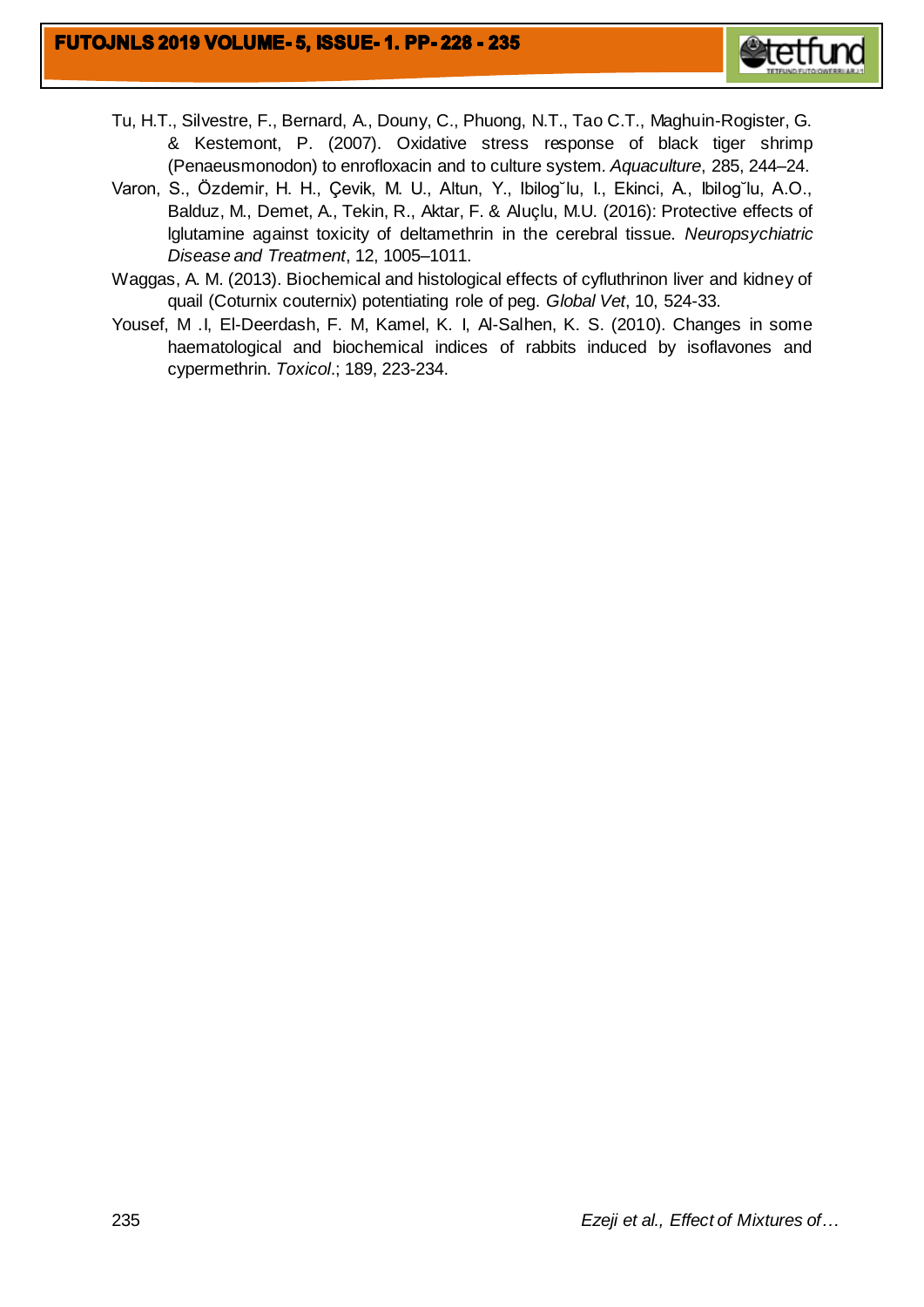Tu, H.T., Silvestre, F., Bernard, A., Douny, C., Phuong, N.T., Tao C.T., Maghuin-Rogister, G. & Kestemont, P. (2007). Oxidative stress response of black tiger shrimp (Penaeusmonodon) to enrofloxacin and to culture system. *Aquaculture*, 285, 244–24.

Varon, S., Özdemir, H. H., Çevik, M. U., Altun, Y., Ibiloğlu, I., Ekinci, A., Ibiloğlu, A.O., Balduz, M., Demet, A., Tekin, R., Aktar, F. & Aluçlu, M.U. (2016): Protective effects of lglutamine against toxicity of deltamethrin in the cerebral tissue. *Neuropsychiatric Disease and Treatment*, 12, 1005–1011.

Waggas, A. M. (2013). Biochemical and histological effects of cyfluthrinon liver and kidney of quail (Coturnix couternix) potentiating role of peg. *Global Vet*, 10, 524-33.

Yousef, M .I, El-Deerdash, F. M, Kamel, K. I, Al-Salhen, K. S. (2010). Changes in some haematological and biochemical indices of rabbits induced by isoflavones and cypermethrin. *Toxicol*.; 189, 223-234.